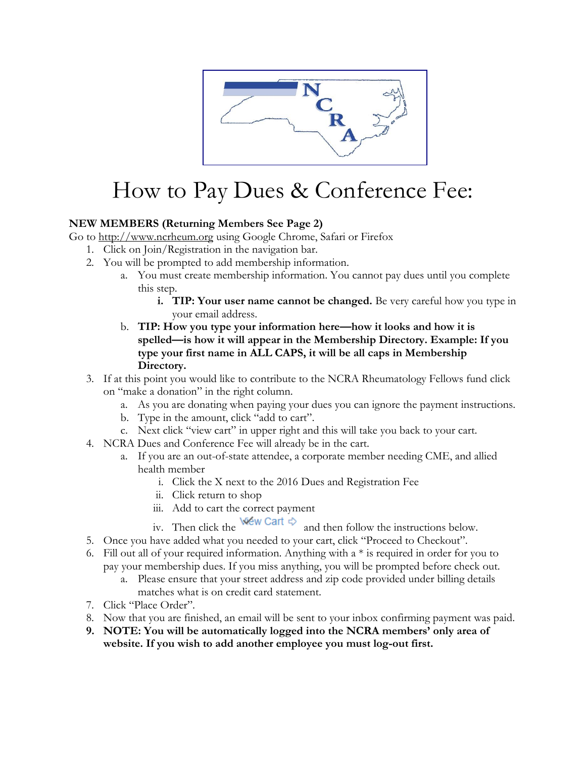# How to Pay Dues & Conference Fee:

**NEW MEMBERS (Returning Members See Page 2)**

Go to http://www.ncrheum.org using Google Chrome, Safari or Firefox

1. Click on Join/Registration in the navigation bar.
2. You will be prompted to add membership information.
   a. You must create membership information. You cannot pay dues until you complete this step.
      i. **TIP: Your user name cannot be changed.** Be very careful how you type in your email address.
   b. **TIP: How you type your information here—how it looks and how it is spelled—is how it will appear in the Membership Directory. Example: If you type your first name in ALL CAPS, it will be all caps in Membership Directory.**
3. If at this point you would like to contribute to the NCRA Rheumatology Fellows fund click on "make a donation" in the right column.
   a. As you are donating when paying your dues you can ignore the payment instructions.
   b. Type in the amount, click "add to cart".
   c. Next click "view cart" in upper right and this will take you back to your cart.
4. NCRA Dues and Conference Fee will already be in the cart.
   a. If you are an out-of-state attendee, a corporate member needing CME, and allied health member
      i. Click the X next to the 2016 Dues and Registration Fee
      ii. Click return to shop
      iii. Add to cart the correct payment
      iv. Then click the View Cart ⇨ and then follow the instructions below.
5. Once you have added what you needed to your cart, click "Proceed to Checkout".
6. Fill out all of your required information. Anything with a * is required in order for you to pay your membership dues. If you miss anything, you will be prompted before check out.
   a. Please ensure that your street address and zip code provided under billing details matches what is on credit card statement.
7. Click "Place Order".
8. Now that you are finished, an email will be sent to your inbox confirming payment was paid.
9. **NOTE: You will be automatically logged into the NCRA members' only area of website. If you wish to add another employee you must log-out first.**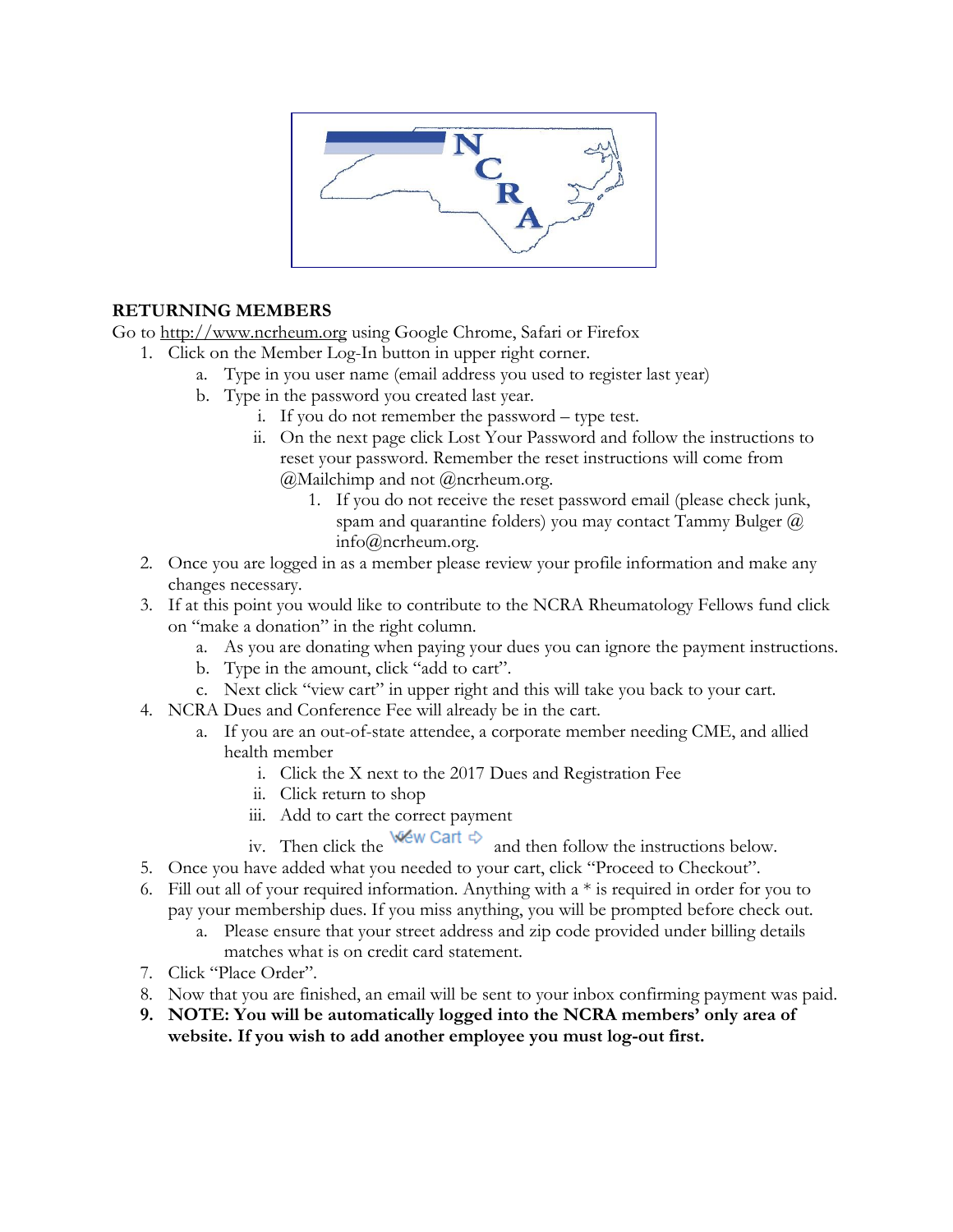**RETURNING MEMBERS**

Go to http://www.ncrheum.org using Google Chrome, Safari or Firefox

1. Click on the Member Log-In button in upper right corner.
   a. Type in you user name (email address you used to register last year)
   b. Type in the password you created last year.
      i. If you do not remember the password – type test.
      ii. On the next page click Lost Your Password and follow the instructions to reset your password. Remember the reset instructions will come from @Mailchimp and not @ncrheum.org.
         1. If you do not receive the reset password email (please check junk, spam and quarantine folders) you may contact Tammy Bulger @ info@ncrheum.org.
2. Once you are logged in as a member please review your profile information and make any changes necessary.
3. If at this point you would like to contribute to the NCRA Rheumatology Fellows fund click on "make a donation" in the right column.
   a. As you are donating when paying your dues you can ignore the payment instructions.
   b. Type in the amount, click "add to cart".
   c. Next click "view cart" in upper right and this will take you back to your cart.
4. NCRA Dues and Conference Fee will already be in the cart.
   a. If you are an out-of-state attendee, a corporate member needing CME, and allied health member
      i. Click the X next to the 2017 Dues and Registration Fee
      ii. Click return to shop
      iii. Add to cart the correct payment
      iv. Then click the View Cart ⇨ and then follow the instructions below.
5. Once you have added what you needed to your cart, click "Proceed to Checkout".
6. Fill out all of your required information. Anything with a * is required in order for you to pay your membership dues. If you miss anything, you will be prompted before check out.
   a. Please ensure that your street address and zip code provided under billing details matches what is on credit card statement.
7. Click "Place Order".
8. Now that you are finished, an email will be sent to your inbox confirming payment was paid.
9. **NOTE: You will be automatically logged into the NCRA members' only area of website. If you wish to add another employee you must log-out first.**